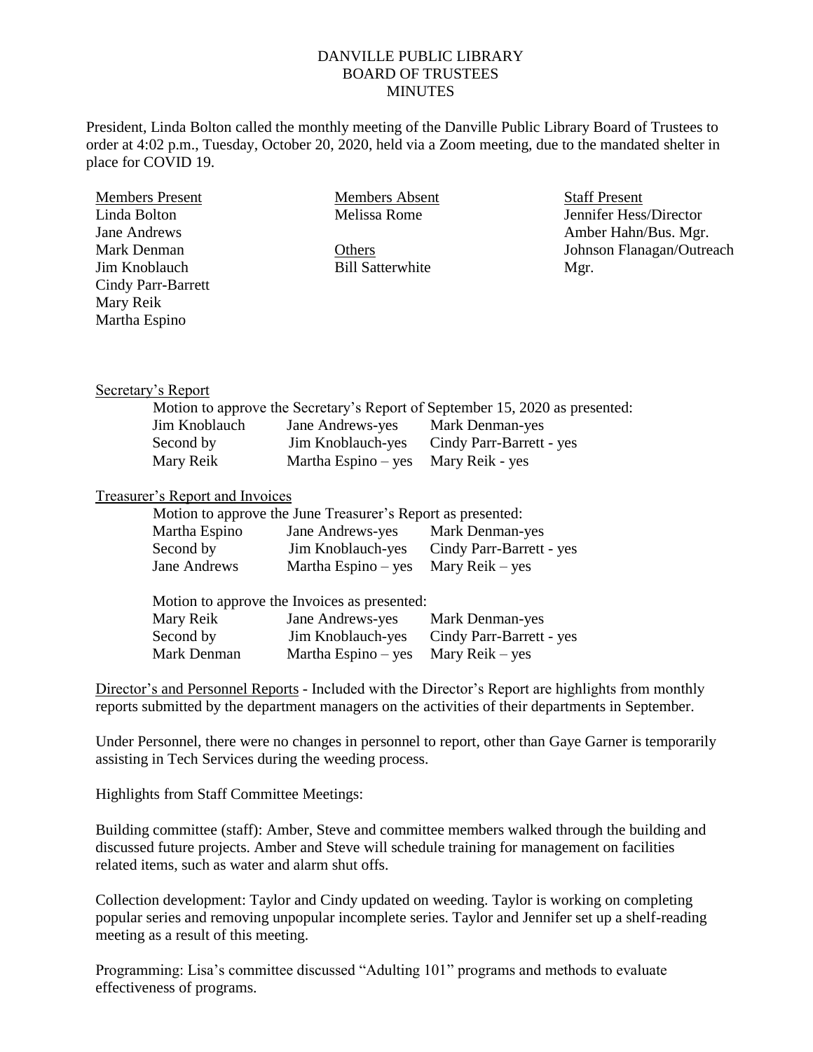# DANVILLE PUBLIC LIBRARY
## BOARD OF TRUSTEES
## MINUTES

President, Linda Bolton called the monthly meeting of the Danville Public Library Board of Trustees to order at 4:02 p.m., Tuesday, October 20, 2020, held via a Zoom meeting, due to the mandated shelter in place for COVID 19.

| Members Present | Members Absent | Staff Present |
|---|---|---|
| Linda Bolton | Melissa Rome | Jennifer Hess/Director |
| Jane Andrews | | Amber Hahn/Bus. Mgr. |
| Mark Denman | Others | Johnson Flanagan/Outreach Mgr. |
| Jim Knoblauch | Bill Satterwhite | |
| Cindy Parr-Barrett | | |
| Mary Reik | | |
| Martha Espino | | |

Secretary's Report

Motion to approve the Secretary's Report of September 15, 2020 as presented:

| | | |
|---|---|---|
| Jim Knoblauch | Jane Andrews-yes | Mark Denman-yes |
| Second by | Jim Knoblauch-yes | Cindy Parr-Barrett - yes |
| Mary Reik | Martha Espino – yes | Mary Reik - yes |

Treasurer's Report and Invoices

Motion to approve the June Treasurer's Report as presented:

| | | |
|---|---|---|
| Martha Espino | Jane Andrews-yes | Mark Denman-yes |
| Second by | Jim Knoblauch-yes | Cindy Parr-Barrett - yes |
| Jane Andrews | Martha Espino – yes | Mary Reik – yes |

Motion to approve the Invoices as presented:

| | | |
|---|---|---|
| Mary Reik | Jane Andrews-yes | Mark Denman-yes |
| Second by | Jim Knoblauch-yes | Cindy Parr-Barrett - yes |
| Mark Denman | Martha Espino – yes | Mary Reik – yes |

Director's and Personnel Reports - Included with the Director's Report are highlights from monthly reports submitted by the department managers on the activities of their departments in September.

Under Personnel, there were no changes in personnel to report, other than Gaye Garner is temporarily assisting in Tech Services during the weeding process.

Highlights from Staff Committee Meetings:

Building committee (staff): Amber, Steve and committee members walked through the building and discussed future projects. Amber and Steve will schedule training for management on facilities related items, such as water and alarm shut offs.

Collection development: Taylor and Cindy updated on weeding. Taylor is working on completing popular series and removing unpopular incomplete series. Taylor and Jennifer set up a shelf-reading meeting as a result of this meeting.

Programming: Lisa's committee discussed "Adulting 101" programs and methods to evaluate effectiveness of programs.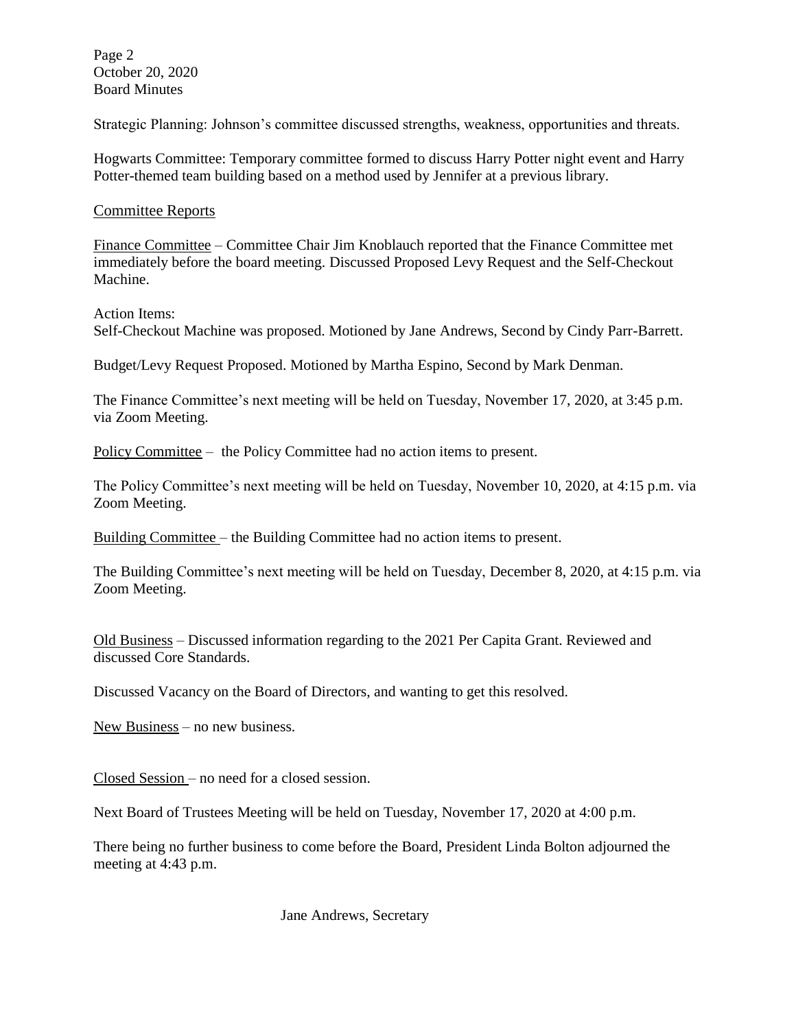Strategic Planning: Johnson's committee discussed strengths, weakness, opportunities and threats.

Hogwarts Committee: Temporary committee formed to discuss Harry Potter night event and Harry Potter-themed team building based on a method used by Jennifer at a previous library.

Committee Reports

Finance Committee – Committee Chair Jim Knoblauch reported that the Finance Committee met immediately before the board meeting. Discussed Proposed Levy Request and the Self-Checkout Machine.

Action Items:
Self-Checkout Machine was proposed. Motioned by Jane Andrews, Second by Cindy Parr-Barrett.

Budget/Levy Request Proposed. Motioned by Martha Espino, Second by Mark Denman.

The Finance Committee's next meeting will be held on Tuesday, November 17, 2020, at 3:45 p.m. via Zoom Meeting.

Policy Committee – the Policy Committee had no action items to present.

The Policy Committee's next meeting will be held on Tuesday, November 10, 2020, at 4:15 p.m. via Zoom Meeting.

Building Committee – the Building Committee had no action items to present.

The Building Committee's next meeting will be held on Tuesday, December 8, 2020, at 4:15 p.m. via Zoom Meeting.

Old Business – Discussed information regarding to the 2021 Per Capita Grant. Reviewed and discussed Core Standards.

Discussed Vacancy on the Board of Directors, and wanting to get this resolved.

New Business – no new business.

Closed Session – no need for a closed session.

Next Board of Trustees Meeting will be held on Tuesday, November 17, 2020 at 4:00 p.m.

There being no further business to come before the Board, President Linda Bolton adjourned the meeting at 4:43 p.m.

Jane Andrews, Secretary